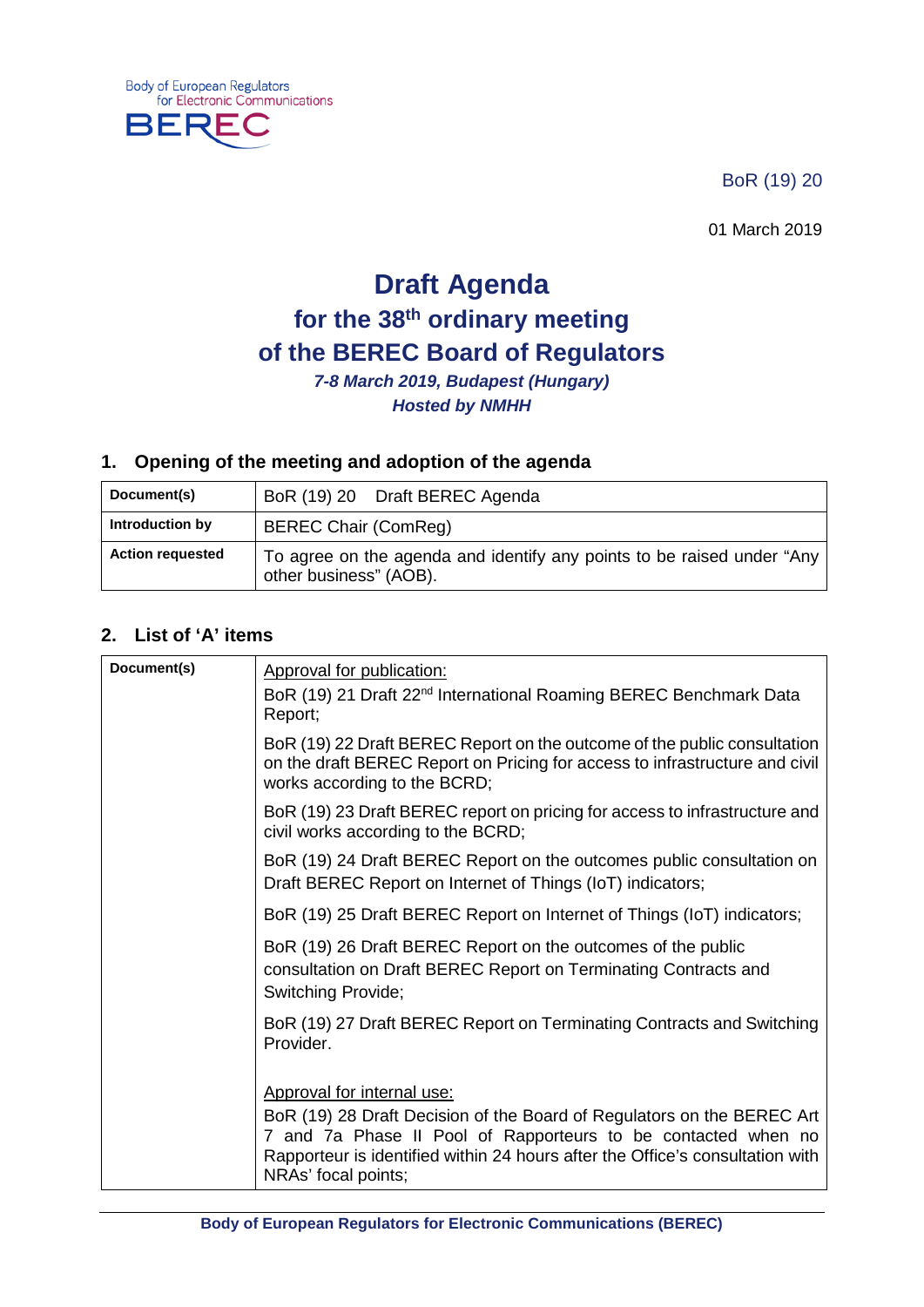Body of European Regulators for Electronic Communications

BEREC

BoR (19) 20

01 March 2019

# Draft Agenda
## for the 38th ordinary meeting
## of the BEREC Board of Regulators

***7-8 March 2019, Budapest (Hungary)***

***Hosted by NMHH***

## 1. Opening of the meeting and adoption of the agenda

| | |
|---|---|
| **Document(s)** | BoR (19) 20 Draft BEREC Agenda |
| **Introduction by** | BEREC Chair (ComReg) |
| **Action requested** | To agree on the agenda and identify any points to be raised under "Any other business" (AOB). |

## 2. List of 'A' items

| | |
|---|---|
| **Document(s)** | Approval for publication:<br>BoR (19) 21 Draft 22nd International Roaming BEREC Benchmark Data Report;<br><br>BoR (19) 22 Draft BEREC Report on the outcome of the public consultation on the draft BEREC Report on Pricing for access to infrastructure and civil works according to the BCRD;<br><br>BoR (19) 23 Draft BEREC report on pricing for access to infrastructure and civil works according to the BCRD;<br><br>BoR (19) 24 Draft BEREC Report on the outcomes public consultation on Draft BEREC Report on Internet of Things (IoT) indicators;<br><br>BoR (19) 25 Draft BEREC Report on Internet of Things (IoT) indicators;<br><br>BoR (19) 26 Draft BEREC Report on the outcomes of the public consultation on Draft BEREC Report on Terminating Contracts and Switching Provide;<br><br>BoR (19) 27 Draft BEREC Report on Terminating Contracts and Switching Provider.<br><br>Approval for internal use:<br>BoR (19) 28 Draft Decision of the Board of Regulators on the BEREC Art 7 and 7a Phase II Pool of Rapporteurs to be contacted when no Rapporteur is identified within 24 hours after the Office's consultation with NRAs' focal points; |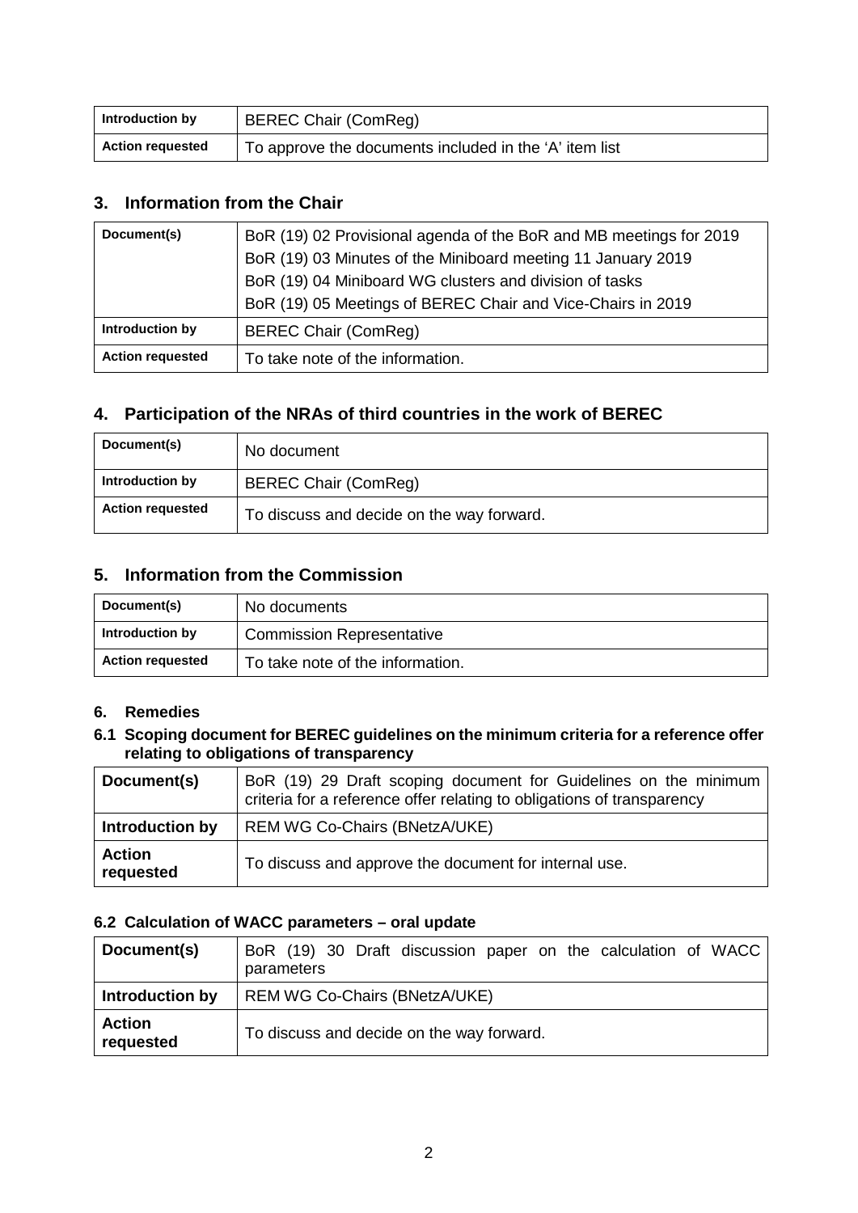| Introduction by | BEREC Chair (ComReg) |
|---|---|
| Action requested | To approve the documents included in the 'A' item list |

## 3. Information from the Chair

| Document(s) | BoR (19) 02 Provisional agenda of the BoR and MB meetings for 2019<br>BoR (19) 03 Minutes of the Miniboard meeting 11 January 2019<br>BoR (19) 04 Miniboard WG clusters and division of tasks<br>BoR (19) 05 Meetings of BEREC Chair and Vice-Chairs in 2019 |
|---|---|
| Introduction by | BEREC Chair (ComReg) |
| Action requested | To take note of the information. |

## 4. Participation of the NRAs of third countries in the work of BEREC

| Document(s) | No document |
|---|---|
| Introduction by | BEREC Chair (ComReg) |
| Action requested | To discuss and decide on the way forward. |

## 5. Information from the Commission

| Document(s) | No documents |
|---|---|
| Introduction by | Commission Representative |
| Action requested | To take note of the information. |

## 6. Remedies

### 6.1 Scoping document for BEREC guidelines on the minimum criteria for a reference offer relating to obligations of transparency

| Document(s) | BoR (19) 29 Draft scoping document for Guidelines on the minimum criteria for a reference offer relating to obligations of transparency |
|---|---|
| Introduction by | REM WG Co-Chairs (BNetzA/UKE) |
| Action requested | To discuss and approve the document for internal use. |

### 6.2 Calculation of WACC parameters – oral update

| Document(s) | BoR (19) 30 Draft discussion paper on the calculation of WACC parameters |
|---|---|
| Introduction by | REM WG Co-Chairs (BNetzA/UKE) |
| Action requested | To discuss and decide on the way forward. |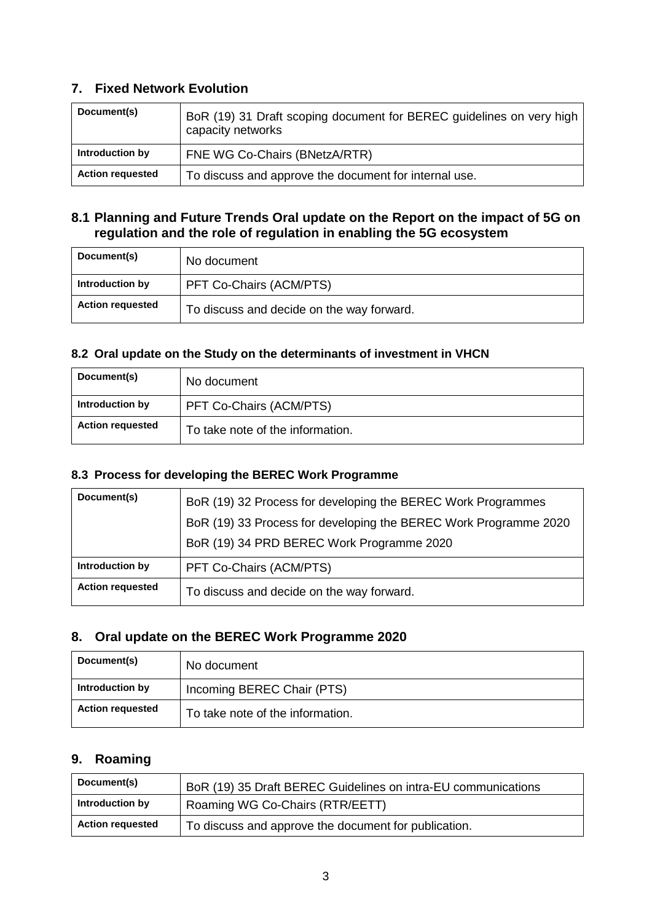## 7. Fixed Network Evolution

| Document(s) | BoR (19) 31 Draft scoping document for BEREC guidelines on very high capacity networks |
|---|---|
| **Introduction by** | FNE WG Co-Chairs (BNetzA/RTR) |
| **Action requested** | To discuss and approve the document for internal use. |

## 8.1 Planning and Future Trends Oral update on the Report on the impact of 5G on regulation and the role of regulation in enabling the 5G ecosystem

| Document(s) | No document |
|---|---|
| **Introduction by** | PFT Co-Chairs (ACM/PTS) |
| **Action requested** | To discuss and decide on the way forward. |

### 8.2 Oral update on the Study on the determinants of investment in VHCN

| Document(s) | No document |
|---|---|
| **Introduction by** | PFT Co-Chairs (ACM/PTS) |
| **Action requested** | To take note of the information. |

### 8.3 Process for developing the BEREC Work Programme

| Document(s) | BoR (19) 32 Process for developing the BEREC Work Programmes<br>BoR (19) 33 Process for developing the BEREC Work Programme 2020<br>BoR (19) 34 PRD BEREC Work Programme 2020 |
|---|---|
| **Introduction by** | PFT Co-Chairs (ACM/PTS) |
| **Action requested** | To discuss and decide on the way forward. |

## 8. Oral update on the BEREC Work Programme 2020

| Document(s) | No document |
|---|---|
| **Introduction by** | Incoming BEREC Chair (PTS) |
| **Action requested** | To take note of the information. |

## 9. Roaming

| Document(s) | BoR (19) 35 Draft BEREC Guidelines on intra-EU communications |
|---|---|
| **Introduction by** | Roaming WG Co-Chairs (RTR/EETT) |
| **Action requested** | To discuss and approve the document for publication. |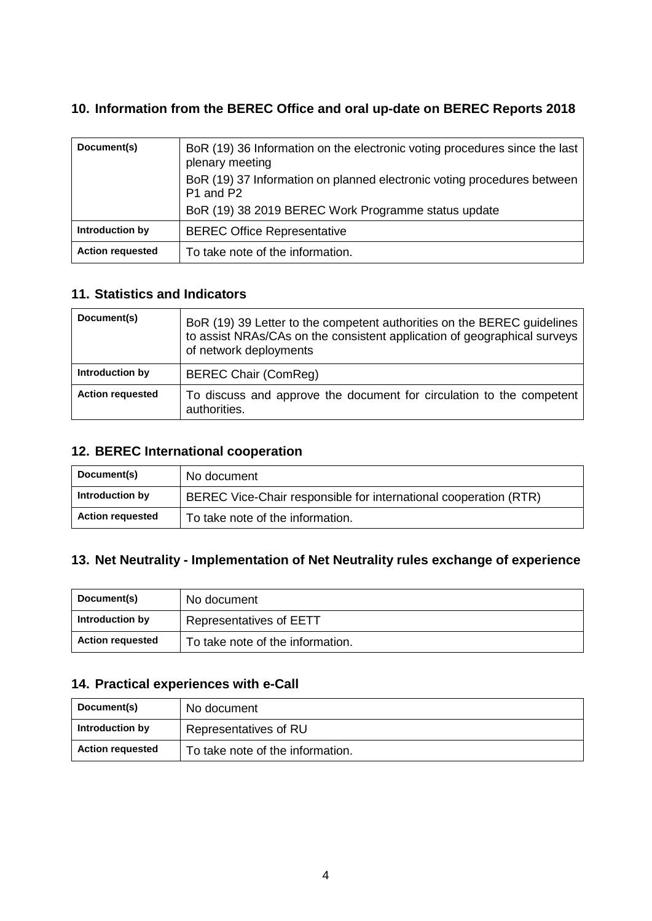## 10. Information from the BEREC Office and oral up-date on BEREC Reports 2018

| Document(s) | BoR (19) 36 Information on the electronic voting procedures since the last plenary meeting<br>BoR (19) 37 Information on planned electronic voting procedures between P1 and P2<br>BoR (19) 38 2019 BEREC Work Programme status update |
|---|---|
| Introduction by | BEREC Office Representative |
| Action requested | To take note of the information. |

## 11. Statistics and Indicators

| Document(s) | BoR (19) 39 Letter to the competent authorities on the BEREC guidelines to assist NRAs/CAs on the consistent application of geographical surveys of network deployments |
|---|---|
| Introduction by | BEREC Chair (ComReg) |
| Action requested | To discuss and approve the document for circulation to the competent authorities. |

## 12. BEREC International cooperation

| Document(s) | No document |
|---|---|
| Introduction by | BEREC Vice-Chair responsible for international cooperation (RTR) |
| Action requested | To take note of the information. |

## 13. Net Neutrality - Implementation of Net Neutrality rules exchange of experience

| Document(s) | No document |
|---|---|
| Introduction by | Representatives of EETT |
| Action requested | To take note of the information. |

## 14. Practical experiences with e-Call

| Document(s) | No document |
|---|---|
| Introduction by | Representatives of RU |
| Action requested | To take note of the information. |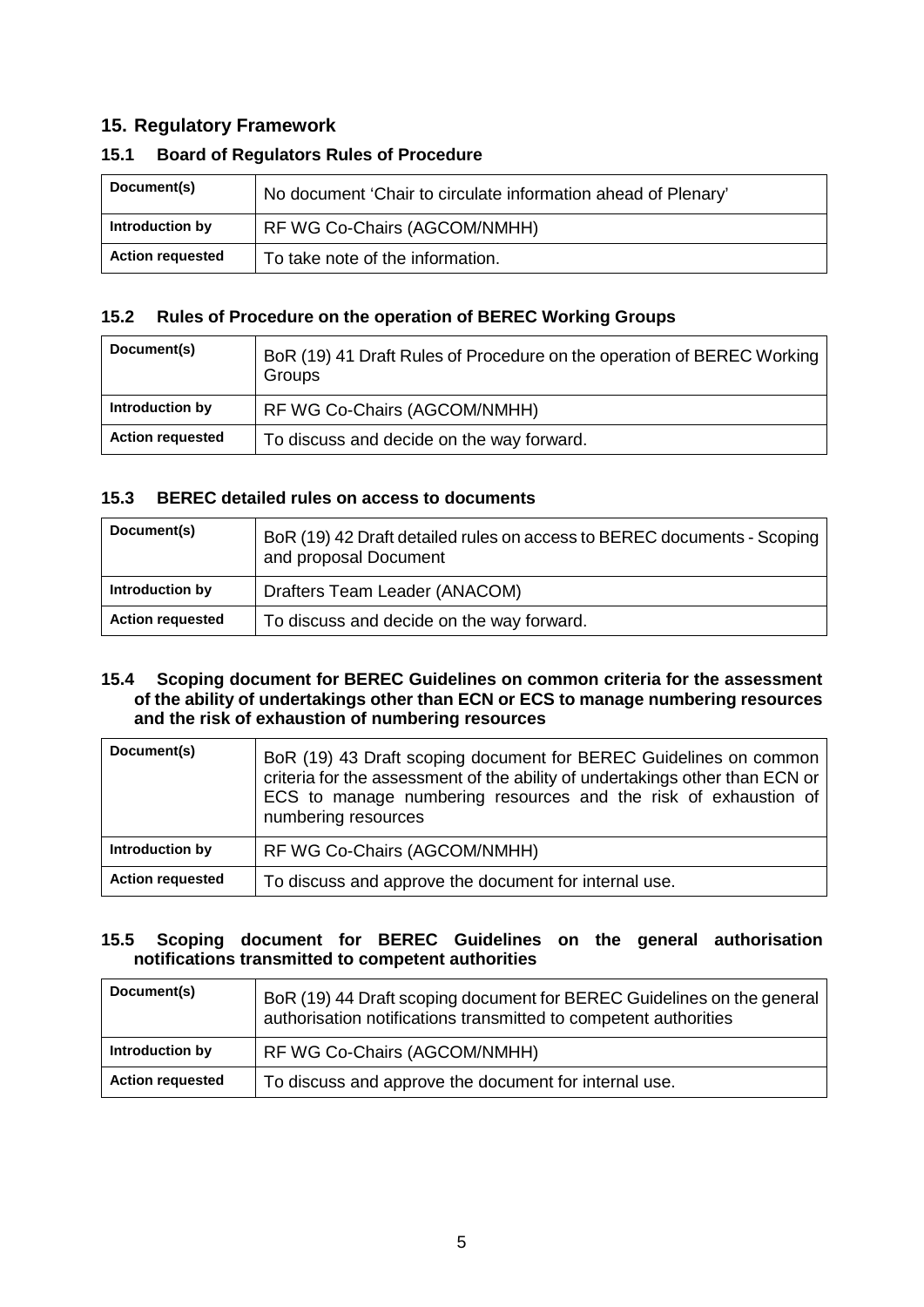## 15. Regulatory Framework

### 15.1 Board of Regulators Rules of Procedure

| | |
|---|---|
| **Document(s)** | No document 'Chair to circulate information ahead of Plenary' |
| **Introduction by** | RF WG Co-Chairs (AGCOM/NMHH) |
| **Action requested** | To take note of the information. |

### 15.2 Rules of Procedure on the operation of BEREC Working Groups

| | |
|---|---|
| **Document(s)** | BoR (19) 41 Draft Rules of Procedure on the operation of BEREC Working Groups |
| **Introduction by** | RF WG Co-Chairs (AGCOM/NMHH) |
| **Action requested** | To discuss and decide on the way forward. |

### 15.3 BEREC detailed rules on access to documents

| | |
|---|---|
| **Document(s)** | BoR (19) 42 Draft detailed rules on access to BEREC documents - Scoping and proposal Document |
| **Introduction by** | Drafters Team Leader (ANACOM) |
| **Action requested** | To discuss and decide on the way forward. |

### 15.4 Scoping document for BEREC Guidelines on common criteria for the assessment of the ability of undertakings other than ECN or ECS to manage numbering resources and the risk of exhaustion of numbering resources

| | |
|---|---|
| **Document(s)** | BoR (19) 43 Draft scoping document for BEREC Guidelines on common criteria for the assessment of the ability of undertakings other than ECN or ECS to manage numbering resources and the risk of exhaustion of numbering resources |
| **Introduction by** | RF WG Co-Chairs (AGCOM/NMHH) |
| **Action requested** | To discuss and approve the document for internal use. |

### 15.5 Scoping document for BEREC Guidelines on the general authorisation notifications transmitted to competent authorities

| | |
|---|---|
| **Document(s)** | BoR (19) 44 Draft scoping document for BEREC Guidelines on the general authorisation notifications transmitted to competent authorities |
| **Introduction by** | RF WG Co-Chairs (AGCOM/NMHH) |
| **Action requested** | To discuss and approve the document for internal use. |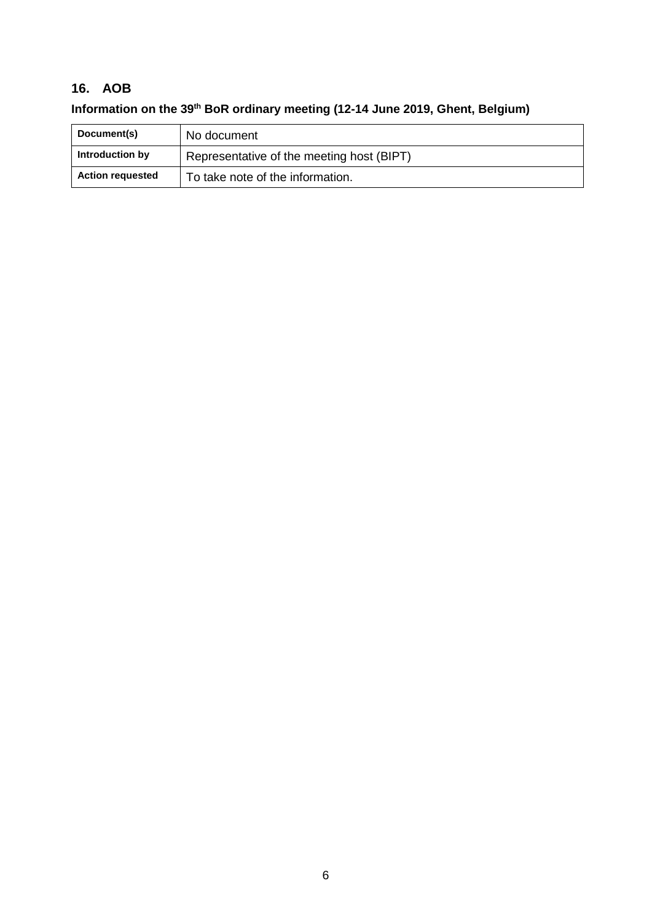## 16. AOB

### Information on the 39th BoR ordinary meeting (12-14 June 2019, Ghent, Belgium)

| | |
|---|---|
| **Document(s)** | No document |
| **Introduction by** | Representative of the meeting host (BIPT) |
| **Action requested** | To take note of the information. |